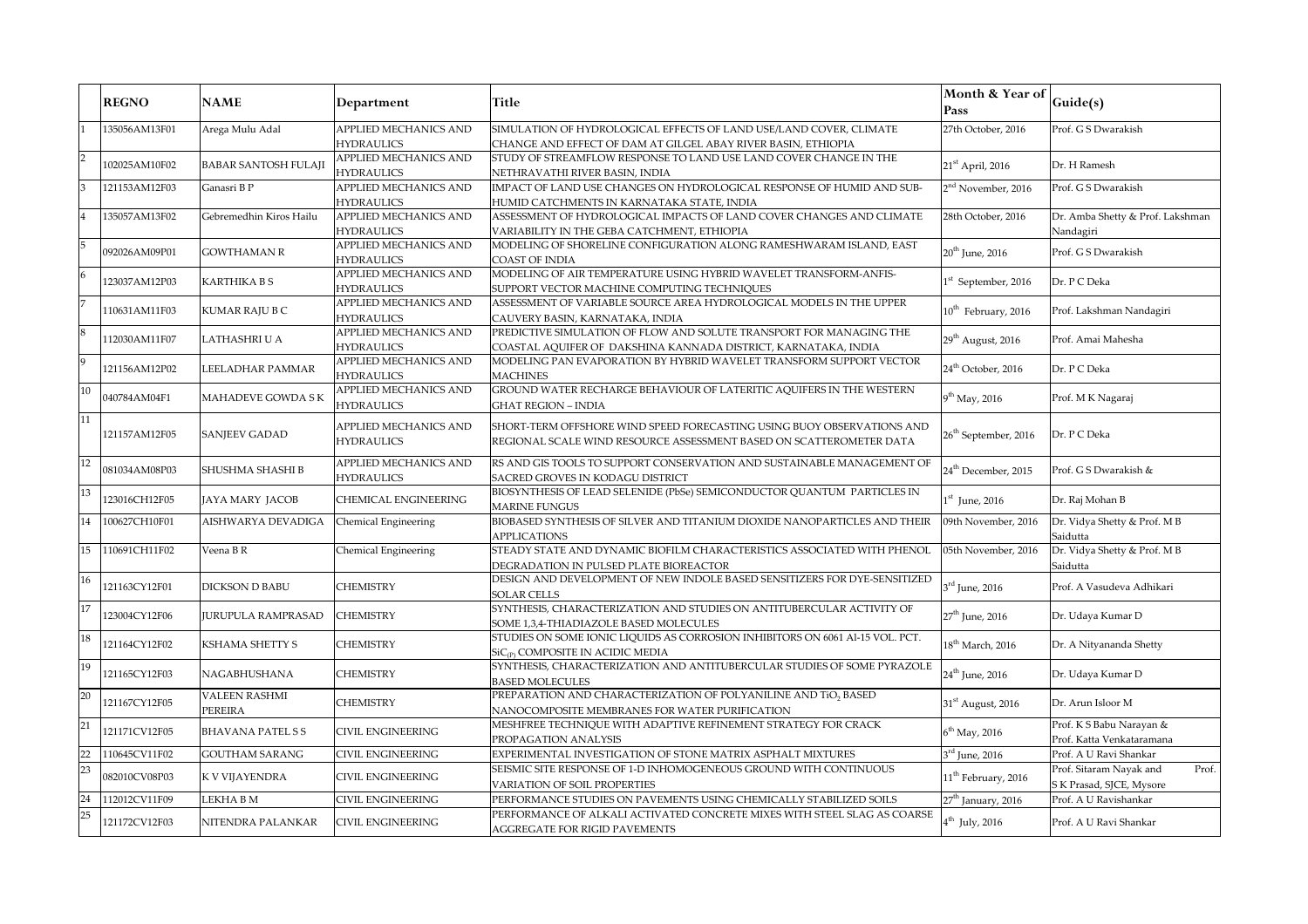| | REGNO | NAME | Department | Title | Month & Year of Pass | Guide(s) |
|---|---|---|---|---|---|---|
| 1 | 135056AM13F01 | Arega Mulu Adal | APPLIED MECHANICS AND HYDRAULICS | SIMULATION OF HYDROLOGICAL EFFECTS OF LAND USE/LAND COVER, CLIMATE CHANGE AND EFFECT OF DAM AT GILGEL ABAY RIVER BASIN, ETHIOPIA | 27th October, 2016 | Prof. G S Dwarakish |
| 2 | 102025AM10F02 | BABAR SANTOSH FULAJI | APPLIED MECHANICS AND HYDRAULICS | STUDY OF STREAMFLOW RESPONSE TO LAND USE LAND COVER CHANGE IN THE NETHRAVATHI RIVER BASIN, INDIA | 21st April, 2016 | Dr. H Ramesh |
| 3 | 121153AM12F03 | Ganasri B P | APPLIED MECHANICS AND HYDRAULICS | IMPACT OF LAND USE CHANGES ON HYDROLOGICAL RESPONSE OF HUMID AND SUB-HUMID CATCHMENTS IN KARNATAKA STATE, INDIA | 2nd November, 2016 | Prof. G S Dwarakish |
| 4 | 135057AM13F02 | Gebremedhin Kiros Hailu | APPLIED MECHANICS AND HYDRAULICS | ASSESSMENT OF HYDROLOGICAL IMPACTS OF LAND COVER CHANGES AND CLIMATE VARIABILITY IN THE GEBA CATCHMENT, ETHIOPIA | 28th October, 2016 | Dr. Amba Shetty & Prof. Lakshman Nandagiri |
| 5 | 092026AM09P01 | GOWTHAMAN R | APPLIED MECHANICS AND HYDRAULICS | MODELING OF SHORELINE CONFIGURATION ALONG RAMESHWARAM ISLAND, EAST COAST OF INDIA | 20th June, 2016 | Prof. G S Dwarakish |
| 6 | 123037AM12P03 | KARTHIKA B S | APPLIED MECHANICS AND HYDRAULICS | MODELING OF AIR TEMPERATURE USING HYBRID WAVELET TRANSFORM-ANFIS-SUPPORT VECTOR MACHINE COMPUTING TECHNIQUES | 1st September, 2016 | Dr. P C Deka |
| 7 | 110631AM11F03 | KUMAR RAJU B C | APPLIED MECHANICS AND HYDRAULICS | ASSESSMENT OF VARIABLE SOURCE AREA HYDROLOGICAL MODELS IN THE UPPER CAUVERY BASIN, KARNATAKA, INDIA | 10th February, 2016 | Prof. Lakshman Nandagiri |
| 8 | 112030AM11F07 | LATHASHRI U A | APPLIED MECHANICS AND HYDRAULICS | PREDICTIVE SIMULATION OF FLOW AND SOLUTE TRANSPORT FOR MANAGING THE COASTAL AQUIFER OF DAKSHINA KANNADA DISTRICT, KARNATAKA, INDIA | 29th August, 2016 | Prof. Amai Mahesha |
| 9 | 121156AM12P02 | LEELADHAR PAMMAR | APPLIED MECHANICS AND HYDRAULICS | MODELING PAN EVAPORATION BY HYBRID WAVELET TRANSFORM SUPPORT VECTOR MACHINES | 24th October, 2016 | Dr. P C Deka |
| 10 | 040784AM04F1 | MAHADEVE GOWDA S K | APPLIED MECHANICS AND HYDRAULICS | GROUND WATER RECHARGE BEHAVIOUR OF LATERITIC AQUIFERS IN THE WESTERN GHAT REGION – INDIA | 9th May, 2016 | Prof. M K Nagaraj |
| 11 | 121157AM12F05 | SANJEEV GADAD | APPLIED MECHANICS AND HYDRAULICS | SHORT-TERM OFFSHORE WIND SPEED FORECASTING USING BUOY OBSERVATIONS AND REGIONAL SCALE WIND RESOURCE ASSESSMENT BASED ON SCATTEROMETER DATA | 26th September, 2016 | Dr. P C Deka |
| 12 | 081034AM08P03 | SHUSHMA SHASHI B | APPLIED MECHANICS AND HYDRAULICS | RS AND GIS TOOLS TO SUPPORT CONSERVATION AND SUSTAINABLE MANAGEMENT OF SACRED GROVES IN KODAGU DISTRICT | 24th December, 2015 | Prof. G S Dwarakish & |
| 13 | 123016CH12F05 | JAYA MARY JACOB | CHEMICAL ENGINEERING | BIOSYNTHESIS OF LEAD SELENIDE (PbSe) SEMICONDUCTOR QUANTUM PARTICLES IN MARINE FUNGUS | 1st June, 2016 | Dr. Raj Mohan B |
| 14 | 100627CH10F01 | AISHWARYA DEVADIGA | Chemical Engineering | BIOBASED SYNTHESIS OF SILVER AND TITANIUM DIOXIDE NANOPARTICLES AND THEIR APPLICATIONS | 09th November, 2016 | Dr. Vidya Shetty & Prof. M B Saidutta |
| 15 | 110691CH11F02 | Veena B R | Chemical Engineering | STEADY STATE AND DYNAMIC BIOFILM CHARACTERISTICS ASSOCIATED WITH PHENOL DEGRADATION IN PULSED PLATE BIOREACTOR | 05th November, 2016 | Dr. Vidya Shetty & Prof. M B Saidutta |
| 16 | 121163CY12F01 | DICKSON D BABU | CHEMISTRY | DESIGN AND DEVELOPMENT OF NEW INDOLE BASED SENSITIZERS FOR DYE-SENSITIZED SOLAR CELLS | 3rd June, 2016 | Prof. A Vasudeva Adhikari |
| 17 | 123004CY12F06 | JURUPULA RAMPRASAD | CHEMISTRY | SYNTHESIS, CHARACTERIZATION AND STUDIES ON ANTITUBERCULAR ACTIVITY OF SOME 1,3,4-THIADIAZOLE BASED MOLECULES | 27th June, 2016 | Dr. Udaya Kumar D |
| 18 | 121164CY12F02 | KSHAMA SHETTY S | CHEMISTRY | STUDIES ON SOME IONIC LIQUIDS AS CORROSION INHIBITORS ON 6061 Al-15 VOL. PCT. $SiC_{(P)}$ COMPOSITE IN ACIDIC MEDIA | 18th March, 2016 | Dr. A Nityananda Shetty |
| 19 | 121165CY12F03 | NAGABHUSHANA | CHEMISTRY | SYNTHESIS, CHARACTERIZATION AND ANTITUBERCULAR STUDIES OF SOME PYRAZOLE BASED MOLECULES | 24th June, 2016 | Dr. Udaya Kumar D |
| 20 | 121167CY12F05 | VALEEN RASHMI PEREIRA | CHEMISTRY | PREPARATION AND CHARACTERIZATION OF POLYANILINE AND $TiO_2$ BASED NANOCOMPOSITE MEMBRANES FOR WATER PURIFICATION | 31st August, 2016 | Dr. Arun Isloor M |
| 21 | 121171CV12F05 | BHAVANA PATEL S S | CIVIL ENGINEERING | MESHFREE TECHNIQUE WITH ADAPTIVE REFINEMENT STRATEGY FOR CRACK PROPAGATION ANALYSIS | 6th May, 2016 | Prof. K S Babu Narayan & Prof. Katta Venkataramana |
| 22 | 110645CV11F02 | GOUTHAM SARANG | CIVIL ENGINEERING | EXPERIMENTAL INVESTIGATION OF STONE MATRIX ASPHALT MIXTURES | 3rd June, 2016 | Prof. A U Ravi Shankar |
| 23 | 082010CV08P03 | K V VIJAYENDRA | CIVIL ENGINEERING | SEISMIC SITE RESPONSE OF 1-D INHOMOGENEOUS GROUND WITH CONTINUOUS VARIATION OF SOIL PROPERTIES | 11th February, 2016 | Prof. Sitaram Nayak and Prof. S K Prasad, SJCE, Mysore |
| 24 | 112012CV11F09 | LEKHA B M | CIVIL ENGINEERING | PERFORMANCE STUDIES ON PAVEMENTS USING CHEMICALLY STABILIZED SOILS | 27th January, 2016 | Prof. A U Ravishankar |
| 25 | 121172CV12F03 | NITENDRA PALANKAR | CIVIL ENGINEERING | PERFORMANCE OF ALKALI ACTIVATED CONCRETE MIXES WITH STEEL SLAG AS COARSE AGGREGATE FOR RIGID PAVEMENTS | 4th July, 2016 | Prof. A U Ravi Shankar |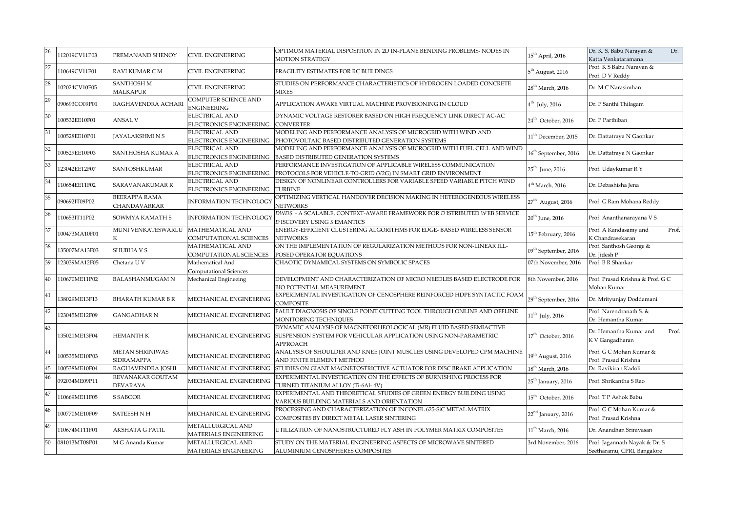| 26 | 112019CV11P03 | PREMANAND SHENOY | CIVIL ENGINEERING | OPTIMUM MATERIAL DISPOSITION IN 2D IN-PLANE BENDING PROBLEMS- NODES IN MOTION STRATEGY | 15th April, 2016 | Dr. K. S. Babu Narayan & Dr. Katta Venkataramana |
|---|---|---|---|---|---|---|
| 27 | 110649CV11F01 | RAVI KUMAR C M | CIVIL ENGINEERING | FRAGILITY ESTIMATES FOR RC BUILDINGS | 5th August, 2016 | Prof. K S Babu Narayan & Prof. D V Reddy |
| 28 | 102024CV10F05 | SANTHOSH M MALKAPUR | CIVIL ENGINEERING | STUDIES ON PERFORMANCE CHARACTERISTICS OF HYDROGEN LOADED CONCRETE MIXES | 28th March, 2016 | Dr. M C Narasimhan |
| 29 | 090693CO09P01 | RAGHAVENDRA ACHARI | COMPUTER SCIENCE AND ENGINEERING | APPLICATION AWARE VIRTUAL MACHINE PROVISIONING IN CLOUD | 4th July, 2016 | Dr. P Santhi Thilagam |
| 30 | 100532EE10F01 | ANSAL V | ELECTRICAL AND ELECTRONICS ENGINEERING | DYNAMIC VOLTAGE RESTORER BASED ON HIGH FREQUENCY LINK DIRECT AC-AC CONVERTER | 24th October, 2016 | Dr. P Parthiban |
| 31 | 100528EE10P01 | JAYALAKSHMI N S | ELECTRICAL AND ELECTRONICS ENGINEERING | MODELING AND PERFORMANCE ANALYSIS OF MICROGRID WITH WIND AND PHOTOVOLTAIC BASED DISTRIBUTED GENERATION SYSTEMS | 11th December, 2015 | Dr. Dattatraya N Gaonkar |
| 32 | 100529EE10F03 | SANTHOSHA KUMAR A | ELECTRICAL AND ELECTRONICS ENGINEERING | MODELING AND PERFORMANCE ANALYSIS OF MICROGRID WITH FUEL CELL AND WIND BASED DISTRIBUTED GENERATION SYSTEMS | 16th September, 2016 | Dr. Dattatraya N Gaonkar |
| 33 | 123042EE12F07 | SANTOSHKUMAR | ELECTRICAL AND ELECTRONICS ENGINEERING | PERFORMANCE INVESTIGATION OF APPLICABLE WIRELESS COMMUNICATION PROTOCOLS FOR VEHICLE-TO-GRID (V2G) IN SMART GRID ENVIRONMENT | 25th June, 2016 | Prof. Udaykumar R Y |
| 34 | 110654EE11F02 | SARAVANAKUMAR R | ELECTRICAL AND ELECTRONICS ENGINEERING | DESIGN OF NONLINEAR CONTROLLERS FOR VARIABLE SPEED VARIABLE PITCH WIND TURBINE | 4th March, 2016 | Dr. Debashisha Jena |
| 35 | 090692IT09P02 | BEERAPPA RAMA CHANDAVARKAR | INFORMATION TECHNOLOGY | OPTIMIZING VERTICAL HANDOVER DECISION MAKING IN HETEROGENEOUS WIRELESS NETWORKS | 27th August, 2016 | Prof. G Ram Mohana Reddy |
| 36 | 110653IT11P02 | SOWMYA KAMATH S | INFORMATION TECHNOLOGY | *DWDS - A SCALABLE, CONTEXT-AWARE FRAMEWORK FOR D ISTRIBUTED W EB SERVICE D ISCOVERY USING S EMANTICS* | 20th June, 2016 | Prof. Ananthanarayana V S |
| 37 | 100473MA10F01 | MUNI VENKATESWARLU K | MATHEMATICAL AND COMPUTATIONAL SCIENCES | ENERGY-EFFICIENT CLUSTERING ALGORITHMS FOR EDGE- BASED WIRELESS SENSOR NETWORKS | 15th February, 2016 | Prof. A Kandasamy and Prof. K Chandrasekaran |
| 38 | 135007MA13F03 | SHUBHA V S | MATHEMATICAL AND COMPUTATIONAL SCIENCES | ON THE IMPLEMENTATION OF REGULARIZATION METHODS FOR NON-LINEAR ILL-POSED OPERATOR EQUATIONS | 09th September, 2016 | Prof. Santhosh George & Dr. Jidesh P |
| 39 | 123039MA12F05 | Chetana U V | Mathematical And Computational Sciences | CHAOTIC DYNAMICAL SYSTEMS ON SYMBOLIC SPACES | 07th November, 2016 | Prof. B R Shankar |
| 40 | 110670ME11P02 | BALASHANMUGAM N | Mechanical Engineeing | DEVELOPMENT AND CHARACTERIZATION OF MICRO NEEDLES BASED ELECTRODE FOR BIO POTENTIAL MEASUREMENT | 8th November, 2016 | Prof. Prasad Krishna & Prof. G C Mohan Kumar |
| 41 | 138029ME13F13 | BHARATH KUMAR B R | MECHANICAL ENGINEERING | EXPERIMENTAL INVESTIGATION OF CENOSPHERE REINFORCED HDPE SYNTACTIC FOAM COMPOSITE | 29th September, 2016 | Dr. Mrityunjay Doddamani |
| 42 | 123045ME12F09 | GANGADHAR N | MECHANICAL ENGINEERING | FAULT DIAGNOSIS OF SINGLE POINT CUTTING TOOL THROUGH ONLINE AND OFFLINE MONITORING TECHNIQUES | 11th July, 2016 | Prof. Narendranath S. & Dr. Hemantha Kumar |
| 43 | 135021ME13F04 | HEMANTH K | MECHANICAL ENGINEERING | DYNAMIC ANALYSIS OF MAGNETORHEOLOGICAL (MR) FLUID BASED SEMIACTIVE SUSPENSION SYSTEM FOR VEHICULAR APPLICATION USING NON-PARAMETRIC APPROACH | 17th October, 2016 | Dr. Hemantha Kumar and Prof. K V Gangadharan |
| 44 | 100535ME10P03 | METAN SHRINIWAS SIDRAMAPPA | MECHANICAL ENGINEERING | ANALYSIS OF SHOULDER AND KNEE JOINT MUSCLES USING DEVELOPED CPM MACHINE AND FINITE ELEMENT METHOD | 19th August, 2016 | Prof. G C Mohan Kumar & Prof. Prasad Krishna |
| 45 | 100538ME10F04 | RAGHAVENDRA JOSHI | MECHANICAL ENGINEERING | STUDIES ON GIANT MAGNETOSTRICTIVE ACTUATOR FOR DISC BRAKE APPLICATION | 18th March, 2016 | Dr. Ravikiran Kadoli |
| 46 | 092034ME09P11 | REVANAKAR GOUTAM DEVARAYA | MECHANICAL ENGINEERING | EXPERIMENTAL INVESTIGATION ON THE EFFECTS OF BURNISHING PROCESS FOR TURNED TITANIUM ALLOY (Ti-6Al- 4V) | 25th January, 2016 | Prof. Shrikantha S Rao |
| 47 | 110669ME11F05 | S SABOOR | MECHANICAL ENGINEERING | EXPERIMENTAL AND THEORETICAL STUDIES OF GREEN ENERGY BUILDING USING VARIOUS BUILDING MATERIALS AND ORIENTATION | 15th October, 2016 | Prof. T P Ashok Babu |
| 48 | 100770ME10F09 | SATEESH N H | MECHANICAL ENGINEERING | PROCESSING AND CHARACTERIZATION OF INCONEL 625-SiC METAL MATRIX COMPOSITES BY DIRECT METAL LASER SINTERING | 22nd January, 2016 | Prof. G C Mohan Kumar & Prof. Prasad Krishna |
| 49 | 110674MT11F01 | AKSHATA G PATIL | METALLURGICAL AND MATERIALS ENGINEERING | UTILIZATION OF NANOSTRUCTURED FLY ASH IN POLYMER MATRIX COMPOSITES | 11th March, 2016 | Dr. Anandhan Srinivasan |
| 50 | 081013MT08P01 | M G Ananda Kumar | METALLURGICAL AND MATERIALS ENGINEERING | STUDY ON THE MATERIAL ENGINEERING ASPECTS OF MICROWAVE SINTERED ALUMINIUM CENOSPHERES COMPOSITES | 3rd November, 2016 | Prof. Jagannath Nayak & Dr. S Seetharamu, CPRI, Bangalore |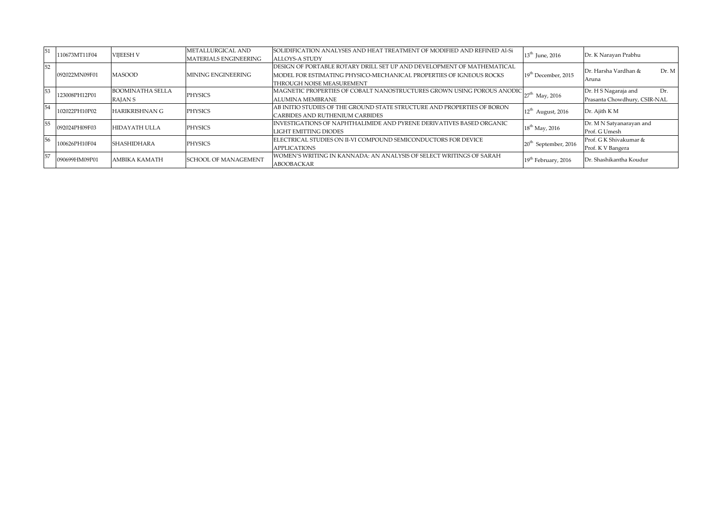| | | | | | | |
|---|---|---|---|---|---|---|
| 51 | 110673MT11F04 | VIJEESH V | METALLURGICAL AND MATERIALS ENGINEERING | SOLIDIFICATION ANALYSES AND HEAT TREATMENT OF MODIFIED AND REFINED Al-Si ALLOYS-A STUDY | 13th June, 2016 | Dr. K Narayan Prabhu |
| 52 | 092022MN09F01 | MASOOD | MINING ENGINEERING | DESIGN OF PORTABLE ROTARY DRILL SET UP AND DEVELOPMENT OF MATHEMATICAL MODEL FOR ESTIMATING PHYSICO-MECHANICAL PROPERTIES OF IGNEOUS ROCKS THROUGH NOISE MEASUREMENT | 19th December, 2015 | Dr. Harsha Vardhan & Dr. M Aruna |
| 53 | 123008PH12P01 | BOOMINATHA SELLA RAJAN S | PHYSICS | MAGNETIC PROPERTIES OF COBALT NANOSTRUCTURES GROWN USING POROUS ANODIC ALUMINA MEMBRANE | 27th May, 2016 | Dr. H S Nagaraja and Dr. Prasanta Chowdhury, CSIR-NAL |
| 54 | 102022PH10P02 | HARIKRISHNAN G | PHYSICS | AB INITIO STUDIES OF THE GROUND STATE STRUCTURE AND PROPERTIES OF BORON CARBIDES AND RUTHENIUM CARBIDES | 12th August, 2016 | Dr. Ajith K M |
| 55 | 092024PH09F03 | HIDAYATH ULLA | PHYSICS | INVESTIGATIONS OF NAPHTHALIMIDE AND PYRENE DERIVATIVES BASED ORGANIC LIGHT EMITTING DIODES | 18th May, 2016 | Dr. M N Satyanarayan and Prof. G Umesh |
| 56 | 100626PH10F04 | SHASHIDHARA | PHYSICS | ELECTRICAL STUDIES ON II-VI COMPOUND SEMICONDUCTORS FOR DEVICE APPLICATIONS | 20th September, 2016 | Prof. G K Shivakumar & Prof. K V Bangera |
| 57 | 090699HM09P01 | AMBIKA KAMATH | SCHOOL OF MANAGEMENT | WOMEN'S WRITING IN KANNADA: AN ANALYSIS OF SELECT WRITINGS OF SARAH ABOOBACKAR | 19th February, 2016 | Dr. Shashikantha Koudur |